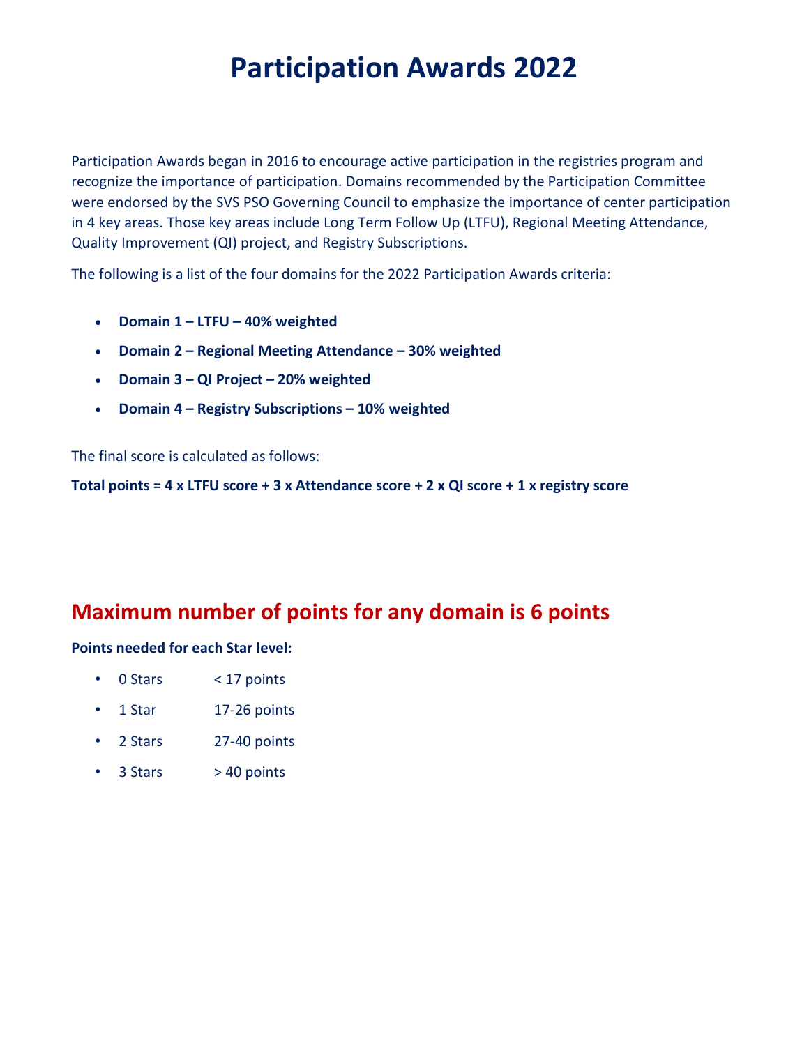# Participation Awards 2022

Participation Awards began in 2016 to encourage active participation in the registries program and recognize the importance of participation. Domains recommended by the Participation Committee were endorsed by the SVS PSO Governing Council to emphasize the importance of center participation in 4 key areas. Those key areas include Long Term Follow Up (LTFU), Regional Meeting Attendance, Quality Improvement (QI) project, and Registry Subscriptions.

The following is a list of the four domains for the 2022 Participation Awards criteria:

- **Domain 1 – LTFU – 40% weighted**
- **Domain 2 – Regional Meeting Attendance – 30% weighted**
- **Domain 3 – QI Project – 20% weighted**
- **Domain 4 – Registry Subscriptions – 10% weighted**

The final score is calculated as follows:

**Total points = 4 x LTFU score + 3 x Attendance score + 2 x QI score + 1 x registry score**

## Maximum number of points for any domain is 6 points

**Points needed for each Star level:**

- 0 Stars < 17 points
- 1 Star 17-26 points
- 2 Stars 27-40 points
- 3 Stars > 40 points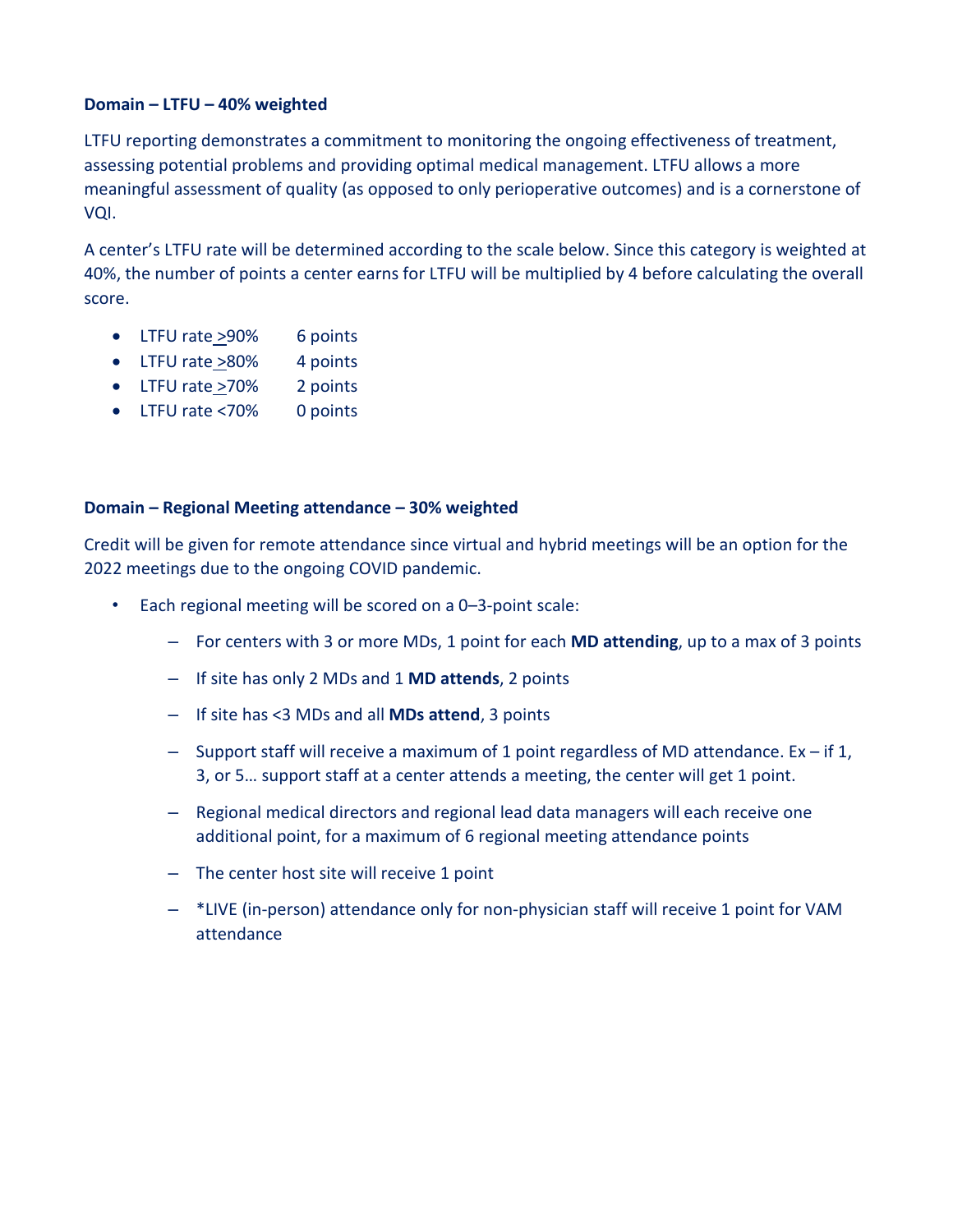**Domain – LTFU – 40% weighted**

LTFU reporting demonstrates a commitment to monitoring the ongoing effectiveness of treatment, assessing potential problems and providing optimal medical management. LTFU allows a more meaningful assessment of quality (as opposed to only perioperative outcomes) and is a cornerstone of VQI.

A center's LTFU rate will be determined according to the scale below. Since this category is weighted at 40%, the number of points a center earns for LTFU will be multiplied by 4 before calculating the overall score.

- LTFU rate ≥90% 6 points
- LTFU rate ≥80% 4 points
- LTFU rate ≥70% 2 points
- LTFU rate <70% 0 points

**Domain – Regional Meeting attendance – 30% weighted**

Credit will be given for remote attendance since virtual and hybrid meetings will be an option for the 2022 meetings due to the ongoing COVID pandemic.

- Each regional meeting will be scored on a 0–3-point scale:
  - For centers with 3 or more MDs, 1 point for each **MD attending**, up to a max of 3 points
  - If site has only 2 MDs and 1 **MD attends**, 2 points
  - If site has <3 MDs and all **MDs attend**, 3 points
  - Support staff will receive a maximum of 1 point regardless of MD attendance. Ex – if 1, 3, or 5… support staff at a center attends a meeting, the center will get 1 point.
  - Regional medical directors and regional lead data managers will each receive one additional point, for a maximum of 6 regional meeting attendance points
  - The center host site will receive 1 point
  - *LIVE (in-person) attendance only for non-physician staff will receive 1 point for VAM attendance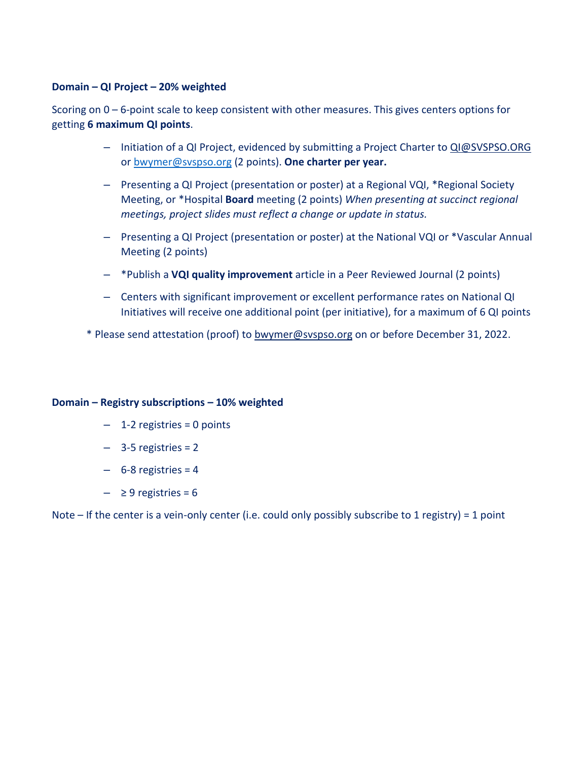**Domain – QI Project – 20% weighted**

Scoring on 0 – 6-point scale to keep consistent with other measures. This gives centers options for getting **6 maximum QI points**.

- Initiation of a QI Project, evidenced by submitting a Project Charter to QI@SVSPSO.ORG or bwymer@svspso.org (2 points). **One charter per year.**
- Presenting a QI Project (presentation or poster) at a Regional VQI, *Regional Society Meeting, or *Hospital **Board** meeting (2 points) *When presenting at succinct regional meetings, project slides must reflect a change or update in status.*
- Presenting a QI Project (presentation or poster) at the National VQI or *Vascular Annual Meeting (2 points)
- *Publish a **VQI quality improvement** article in a Peer Reviewed Journal (2 points)
- Centers with significant improvement or excellent performance rates on National QI Initiatives will receive one additional point (per initiative), for a maximum of 6 QI points

\* Please send attestation (proof) to bwymer@svspso.org on or before December 31, 2022.

**Domain – Registry subscriptions – 10% weighted**

- 1-2 registries = 0 points
- 3-5 registries = 2
- 6-8 registries = 4
- ≥ 9 registries = 6

Note – If the center is a vein-only center (i.e. could only possibly subscribe to 1 registry) = 1 point